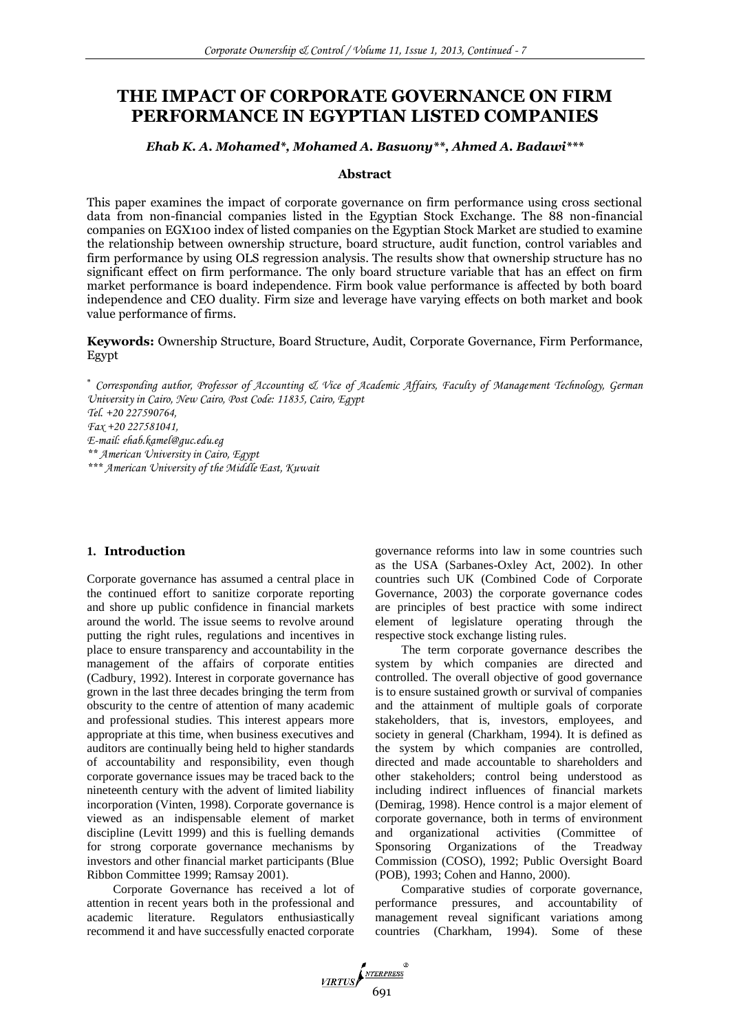# THE IMPACT OF CORPORATE GOVERNANCE ON FIRM PERFORMANCE IN EGYPTIAN LISTED COMPANIES

***Ehab K. A. Mohamed\*, Mohamed A. Basuony\*\*, Ahmed A. Badawi\*\*\****

### Abstract

This paper examines the impact of corporate governance on firm performance using cross sectional data from non-financial companies listed in the Egyptian Stock Exchange. The 88 non-financial companies on EGX100 index of listed companies on the Egyptian Stock Market are studied to examine the relationship between ownership structure, board structure, audit function, control variables and firm performance by using OLS regression analysis. The results show that ownership structure has no significant effect on firm performance. The only board structure variable that has an effect on firm market performance is board independence. Firm book value performance is affected by both board independence and CEO duality. Firm size and leverage have varying effects on both market and book value performance of firms.

**Keywords:** Ownership Structure, Board Structure, Audit, Corporate Governance, Firm Performance, Egypt

*\* Corresponding author, Professor of Accounting & Vice of Academic Affairs, Faculty of Management Technology, German University in Cairo, New Cairo, Post Code: 11835, Cairo, Egypt*
*Tel. +20 227590764,*
*Fax +20 227581041,*
*E-mail: ehab.kamel@guc.edu.eg*
*\*\* American University in Cairo, Egypt*
*\*\*\* American University of the Middle East, Kuwait*

## 1. Introduction

Corporate governance has assumed a central place in the continued effort to sanitize corporate reporting and shore up public confidence in financial markets around the world. The issue seems to revolve around putting the right rules, regulations and incentives in place to ensure transparency and accountability in the management of the affairs of corporate entities (Cadbury, 1992). Interest in corporate governance has grown in the last three decades bringing the term from obscurity to the centre of attention of many academic and professional studies. This interest appears more appropriate at this time, when business executives and auditors are continually being held to higher standards of accountability and responsibility, even though corporate governance issues may be traced back to the nineteenth century with the advent of limited liability incorporation (Vinten, 1998). Corporate governance is viewed as an indispensable element of market discipline (Levitt 1999) and this is fuelling demands for strong corporate governance mechanisms by investors and other financial market participants (Blue Ribbon Committee 1999; Ramsay 2001).

Corporate Governance has received a lot of attention in recent years both in the professional and academic literature. Regulators enthusiastically recommend it and have successfully enacted corporate governance reforms into law in some countries such as the USA (Sarbanes-Oxley Act, 2002). In other countries such UK (Combined Code of Corporate Governance, 2003) the corporate governance codes are principles of best practice with some indirect element of legislature operating through the respective stock exchange listing rules.

The term corporate governance describes the system by which companies are directed and controlled. The overall objective of good governance is to ensure sustained growth or survival of companies and the attainment of multiple goals of corporate stakeholders, that is, investors, employees, and society in general (Charkham, 1994). It is defined as the system by which companies are controlled, directed and made accountable to shareholders and other stakeholders; control being understood as including indirect influences of financial markets (Demirag, 1998). Hence control is a major element of corporate governance, both in terms of environment and organizational activities (Committee of Sponsoring Organizations of the Treadway Commission (COSO), 1992; Public Oversight Board (POB), 1993; Cohen and Hanno, 2000).

Comparative studies of corporate governance, performance pressures, and accountability of management reveal significant variations among countries (Charkham, 1994). Some of these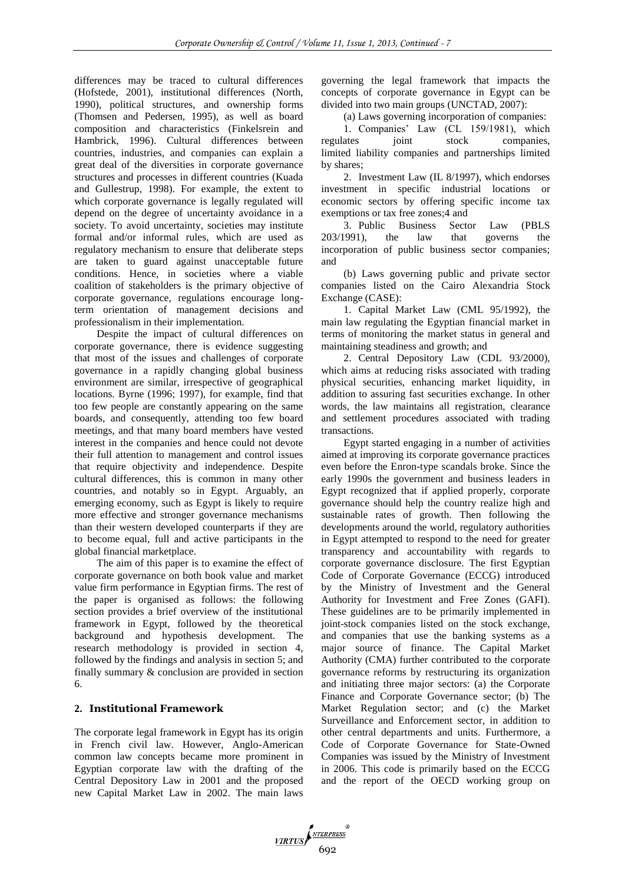differences may be traced to cultural differences (Hofstede, 2001), institutional differences (North, 1990), political structures, and ownership forms (Thomsen and Pedersen, 1995), as well as board composition and characteristics (Finkelsrein and Hambrick, 1996). Cultural differences between countries, industries, and companies can explain a great deal of the diversities in corporate governance structures and processes in different countries (Kuada and Gullestrup, 1998). For example, the extent to which corporate governance is legally regulated will depend on the degree of uncertainty avoidance in a society. To avoid uncertainty, societies may institute formal and/or informal rules, which are used as regulatory mechanism to ensure that deliberate steps are taken to guard against unacceptable future conditions. Hence, in societies where a viable coalition of stakeholders is the primary objective of corporate governance, regulations encourage long-term orientation of management decisions and professionalism in their implementation.

Despite the impact of cultural differences on corporate governance, there is evidence suggesting that most of the issues and challenges of corporate governance in a rapidly changing global business environment are similar, irrespective of geographical locations. Byrne (1996; 1997), for example, find that too few people are constantly appearing on the same boards, and consequently, attending too few board meetings, and that many board members have vested interest in the companies and hence could not devote their full attention to management and control issues that require objectivity and independence. Despite cultural differences, this is common in many other countries, and notably so in Egypt. Arguably, an emerging economy, such as Egypt is likely to require more effective and stronger governance mechanisms than their western developed counterparts if they are to become equal, full and active participants in the global financial marketplace.

The aim of this paper is to examine the effect of corporate governance on both book value and market value firm performance in Egyptian firms. The rest of the paper is organised as follows: the following section provides a brief overview of the institutional framework in Egypt, followed by the theoretical background and hypothesis development. The research methodology is provided in section 4, followed by the findings and analysis in section 5; and finally summary & conclusion are provided in section 6.

## 2. Institutional Framework

The corporate legal framework in Egypt has its origin in French civil law. However, Anglo-American common law concepts became more prominent in Egyptian corporate law with the drafting of the Central Depository Law in 2001 and the proposed new Capital Market Law in 2002. The main laws governing the legal framework that impacts the concepts of corporate governance in Egypt can be divided into two main groups (UNCTAD, 2007):

(a) Laws governing incorporation of companies:

1. Companies' Law (CL 159/1981), which regulates joint stock companies, limited liability companies and partnerships limited by shares;
2. Investment Law (IL 8/1997), which endorses investment in specific industrial locations or economic sectors by offering specific income tax exemptions or tax free zones;4 and
3. Public Business Sector Law (PBLS 203/1991), the law that governs the incorporation of public business sector companies; and

(b) Laws governing public and private sector companies listed on the Cairo Alexandria Stock Exchange (CASE):

1. Capital Market Law (CML 95/1992), the main law regulating the Egyptian financial market in terms of monitoring the market status in general and maintaining steadiness and growth; and
2. Central Depository Law (CDL 93/2000), which aims at reducing risks associated with trading physical securities, enhancing market liquidity, in addition to assuring fast securities exchange. In other words, the law maintains all registration, clearance and settlement procedures associated with trading transactions.

Egypt started engaging in a number of activities aimed at improving its corporate governance practices even before the Enron-type scandals broke. Since the early 1990s the government and business leaders in Egypt recognized that if applied properly, corporate governance should help the country realize high and sustainable rates of growth. Then following the developments around the world, regulatory authorities in Egypt attempted to respond to the need for greater transparency and accountability with regards to corporate governance disclosure. The first Egyptian Code of Corporate Governance (ECCG) introduced by the Ministry of Investment and the General Authority for Investment and Free Zones (GAFI). These guidelines are to be primarily implemented in joint-stock companies listed on the stock exchange, and companies that use the banking systems as a major source of finance. The Capital Market Authority (CMA) further contributed to the corporate governance reforms by restructuring its organization and initiating three major sectors: (a) the Corporate Finance and Corporate Governance sector; (b) The Market Regulation sector; and (c) the Market Surveillance and Enforcement sector, in addition to other central departments and units. Furthermore, a Code of Corporate Governance for State-Owned Companies was issued by the Ministry of Investment in 2006. This code is primarily based on the ECCG and the report of the OECD working group on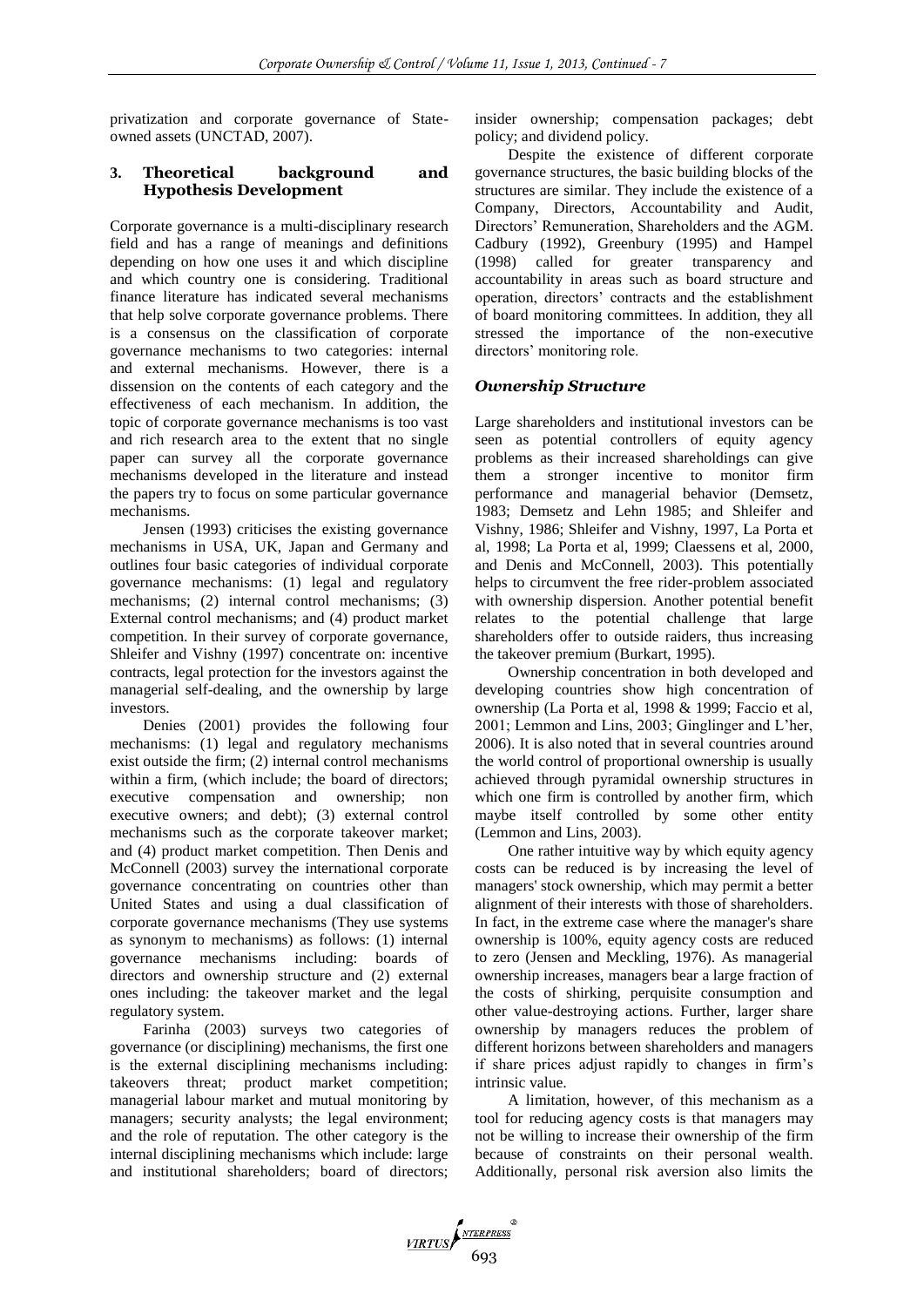privatization and corporate governance of State-owned assets (UNCTAD, 2007).

## 3. Theoretical background and Hypothesis Development

Corporate governance is a multi-disciplinary research field and has a range of meanings and definitions depending on how one uses it and which discipline and which country one is considering. Traditional finance literature has indicated several mechanisms that help solve corporate governance problems. There is a consensus on the classification of corporate governance mechanisms to two categories: internal and external mechanisms. However, there is a dissension on the contents of each category and the effectiveness of each mechanism. In addition, the topic of corporate governance mechanisms is too vast and rich research area to the extent that no single paper can survey all the corporate governance mechanisms developed in the literature and instead the papers try to focus on some particular governance mechanisms.

Jensen (1993) criticises the existing governance mechanisms in USA, UK, Japan and Germany and outlines four basic categories of individual corporate governance mechanisms: (1) legal and regulatory mechanisms; (2) internal control mechanisms; (3) External control mechanisms; and (4) product market competition. In their survey of corporate governance, Shleifer and Vishny (1997) concentrate on: incentive contracts, legal protection for the investors against the managerial self-dealing, and the ownership by large investors.

Denies (2001) provides the following four mechanisms: (1) legal and regulatory mechanisms exist outside the firm; (2) internal control mechanisms within a firm, (which include; the board of directors; executive compensation and ownership; non executive owners; and debt); (3) external control mechanisms such as the corporate takeover market; and (4) product market competition. Then Denis and McConnell (2003) survey the international corporate governance concentrating on countries other than United States and using a dual classification of corporate governance mechanisms (They use systems as synonym to mechanisms) as follows: (1) internal governance mechanisms including: boards of directors and ownership structure and (2) external ones including: the takeover market and the legal regulatory system.

Farinha (2003) surveys two categories of governance (or disciplining) mechanisms, the first one is the external disciplining mechanisms including: takeovers threat; product market competition; managerial labour market and mutual monitoring by managers; security analysts; the legal environment; and the role of reputation. The other category is the internal disciplining mechanisms which include: large and institutional shareholders; board of directors; insider ownership; compensation packages; debt policy; and dividend policy.

Despite the existence of different corporate governance structures, the basic building blocks of the structures are similar. They include the existence of a Company, Directors, Accountability and Audit, Directors' Remuneration, Shareholders and the AGM. Cadbury (1992), Greenbury (1995) and Hampel (1998) called for greater transparency and accountability in areas such as board structure and operation, directors' contracts and the establishment of board monitoring committees. In addition, they all stressed the importance of the non-executive directors' monitoring role.

### *Ownership Structure*

Large shareholders and institutional investors can be seen as potential controllers of equity agency problems as their increased shareholdings can give them a stronger incentive to monitor firm performance and managerial behavior (Demsetz, 1983; Demsetz and Lehn 1985; and Shleifer and Vishny, 1986; Shleifer and Vishny, 1997, La Porta et al, 1998; La Porta et al, 1999; Claessens et al, 2000, and Denis and McConnell, 2003). This potentially helps to circumvent the free rider-problem associated with ownership dispersion. Another potential benefit relates to the potential challenge that large shareholders offer to outside raiders, thus increasing the takeover premium (Burkart, 1995).

Ownership concentration in both developed and developing countries show high concentration of ownership (La Porta et al, 1998 & 1999; Faccio et al, 2001; Lemmon and Lins, 2003; Ginglinger and L'her, 2006). It is also noted that in several countries around the world control of proportional ownership is usually achieved through pyramidal ownership structures in which one firm is controlled by another firm, which maybe itself controlled by some other entity (Lemmon and Lins, 2003).

One rather intuitive way by which equity agency costs can be reduced is by increasing the level of managers' stock ownership, which may permit a better alignment of their interests with those of shareholders. In fact, in the extreme case where the manager's share ownership is 100%, equity agency costs are reduced to zero (Jensen and Meckling, 1976). As managerial ownership increases, managers bear a large fraction of the costs of shirking, perquisite consumption and other value-destroying actions. Further, larger share ownership by managers reduces the problem of different horizons between shareholders and managers if share prices adjust rapidly to changes in firm's intrinsic value.

A limitation, however, of this mechanism as a tool for reducing agency costs is that managers may not be willing to increase their ownership of the firm because of constraints on their personal wealth. Additionally, personal risk aversion also limits the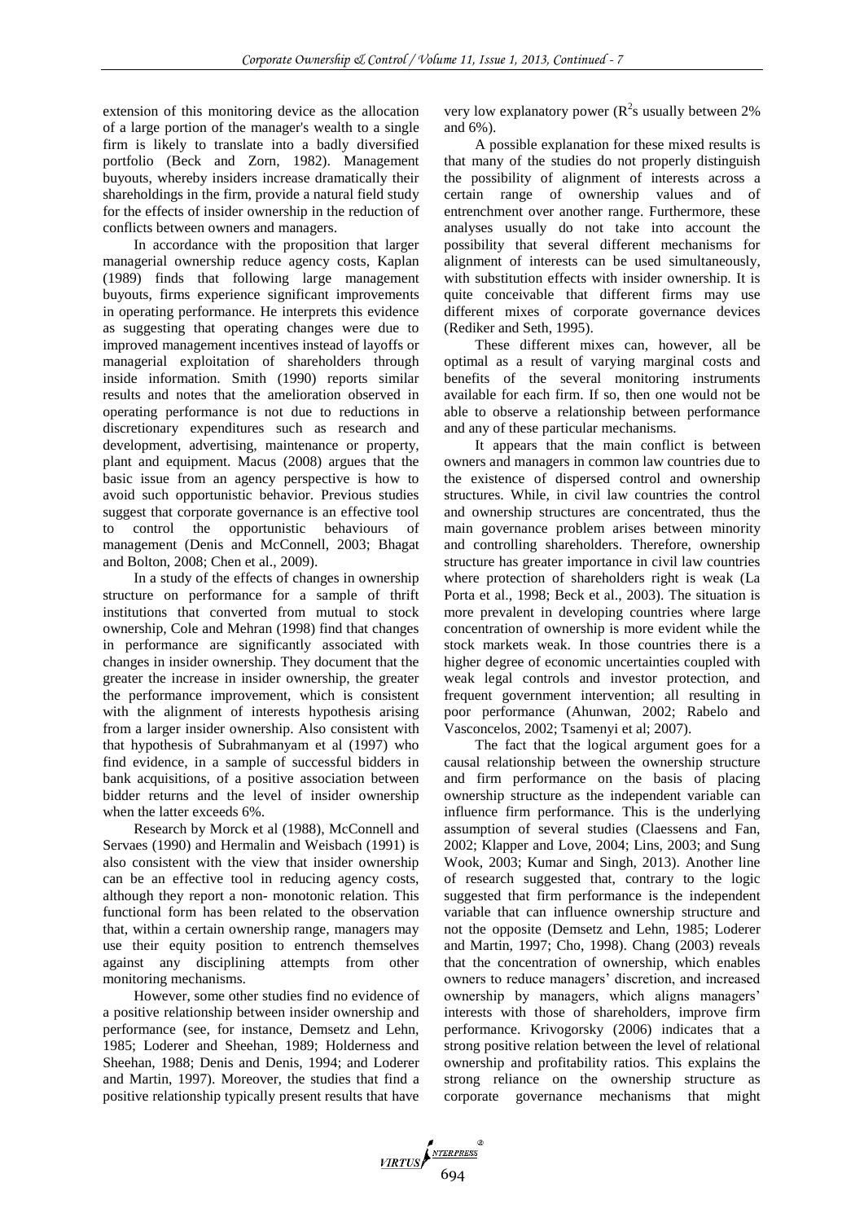extension of this monitoring device as the allocation of a large portion of the manager's wealth to a single firm is likely to translate into a badly diversified portfolio (Beck and Zorn, 1982). Management buyouts, whereby insiders increase dramatically their shareholdings in the firm, provide a natural field study for the effects of insider ownership in the reduction of conflicts between owners and managers.

In accordance with the proposition that larger managerial ownership reduce agency costs, Kaplan (1989) finds that following large management buyouts, firms experience significant improvements in operating performance. He interprets this evidence as suggesting that operating changes were due to improved management incentives instead of layoffs or managerial exploitation of shareholders through inside information. Smith (1990) reports similar results and notes that the amelioration observed in operating performance is not due to reductions in discretionary expenditures such as research and development, advertising, maintenance or property, plant and equipment. Macus (2008) argues that the basic issue from an agency perspective is how to avoid such opportunistic behavior. Previous studies suggest that corporate governance is an effective tool to control the opportunistic behaviours of management (Denis and McConnell, 2003; Bhagat and Bolton, 2008; Chen et al., 2009).

In a study of the effects of changes in ownership structure on performance for a sample of thrift institutions that converted from mutual to stock ownership, Cole and Mehran (1998) find that changes in performance are significantly associated with changes in insider ownership. They document that the greater the increase in insider ownership, the greater the performance improvement, which is consistent with the alignment of interests hypothesis arising from a larger insider ownership. Also consistent with that hypothesis of Subrahmanyam et al (1997) who find evidence, in a sample of successful bidders in bank acquisitions, of a positive association between bidder returns and the level of insider ownership when the latter exceeds 6%.

Research by Morck et al (1988), McConnell and Servaes (1990) and Hermalin and Weisbach (1991) is also consistent with the view that insider ownership can be an effective tool in reducing agency costs, although they report a non- monotonic relation. This functional form has been related to the observation that, within a certain ownership range, managers may use their equity position to entrench themselves against any disciplining attempts from other monitoring mechanisms.

However, some other studies find no evidence of a positive relationship between insider ownership and performance (see, for instance, Demsetz and Lehn, 1985; Loderer and Sheehan, 1989; Holderness and Sheehan, 1988; Denis and Denis, 1994; and Loderer and Martin, 1997). Moreover, the studies that find a positive relationship typically present results that have very low explanatory power ($R^2$s usually between 2% and 6%).

A possible explanation for these mixed results is that many of the studies do not properly distinguish the possibility of alignment of interests across a certain range of ownership values and of entrenchment over another range. Furthermore, these analyses usually do not take into account the possibility that several different mechanisms for alignment of interests can be used simultaneously, with substitution effects with insider ownership. It is quite conceivable that different firms may use different mixes of corporate governance devices (Rediker and Seth, 1995).

These different mixes can, however, all be optimal as a result of varying marginal costs and benefits of the several monitoring instruments available for each firm. If so, then one would not be able to observe a relationship between performance and any of these particular mechanisms.

It appears that the main conflict is between owners and managers in common law countries due to the existence of dispersed control and ownership structures. While, in civil law countries the control and ownership structures are concentrated, thus the main governance problem arises between minority and controlling shareholders. Therefore, ownership structure has greater importance in civil law countries where protection of shareholders right is weak (La Porta et al., 1998; Beck et al., 2003). The situation is more prevalent in developing countries where large concentration of ownership is more evident while the stock markets weak. In those countries there is a higher degree of economic uncertainties coupled with weak legal controls and investor protection, and frequent government intervention; all resulting in poor performance (Ahunwan, 2002; Rabelo and Vasconcelos, 2002; Tsamenyi et al; 2007).

The fact that the logical argument goes for a causal relationship between the ownership structure and firm performance on the basis of placing ownership structure as the independent variable can influence firm performance. This is the underlying assumption of several studies (Claessens and Fan, 2002; Klapper and Love, 2004; Lins, 2003; and Sung Wook, 2003; Kumar and Singh, 2013). Another line of research suggested that, contrary to the logic suggested that firm performance is the independent variable that can influence ownership structure and not the opposite (Demsetz and Lehn, 1985; Loderer and Martin, 1997; Cho, 1998). Chang (2003) reveals that the concentration of ownership, which enables owners to reduce managers' discretion, and increased ownership by managers, which aligns managers' interests with those of shareholders, improve firm performance. Krivogorsky (2006) indicates that a strong positive relation between the level of relational ownership and profitability ratios. This explains the strong reliance on the ownership structure as corporate governance mechanisms that might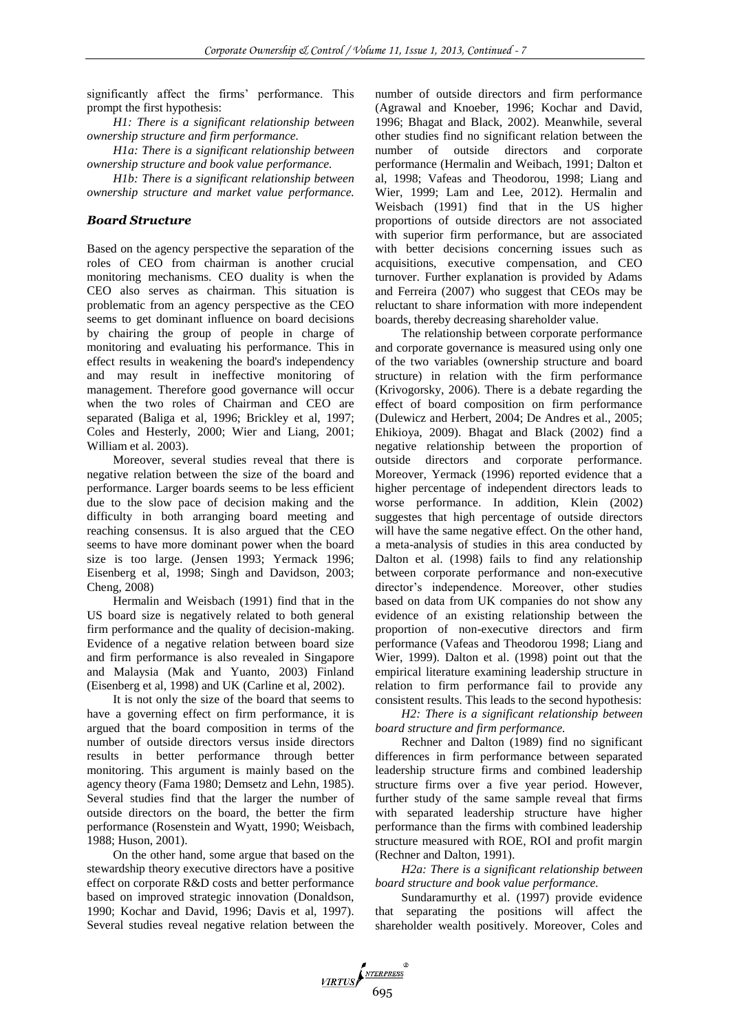significantly affect the firms' performance. This prompt the first hypothesis:

*H1: There is a significant relationship between ownership structure and firm performance.*

*H1a: There is a significant relationship between ownership structure and book value performance.*

*H1b: There is a significant relationship between ownership structure and market value performance.*

### *Board Structure*

Based on the agency perspective the separation of the roles of CEO from chairman is another crucial monitoring mechanisms. CEO duality is when the CEO also serves as chairman. This situation is problematic from an agency perspective as the CEO seems to get dominant influence on board decisions by chairing the group of people in charge of monitoring and evaluating his performance. This in effect results in weakening the board's independency and may result in ineffective monitoring of management. Therefore good governance will occur when the two roles of Chairman and CEO are separated (Baliga et al, 1996; Brickley et al, 1997; Coles and Hesterly, 2000; Wier and Liang, 2001; William et al. 2003).

Moreover, several studies reveal that there is negative relation between the size of the board and performance. Larger boards seems to be less efficient due to the slow pace of decision making and the difficulty in both arranging board meeting and reaching consensus. It is also argued that the CEO seems to have more dominant power when the board size is too large. (Jensen 1993; Yermack 1996; Eisenberg et al, 1998; Singh and Davidson, 2003; Cheng, 2008)

Hermalin and Weisbach (1991) find that in the US board size is negatively related to both general firm performance and the quality of decision-making. Evidence of a negative relation between board size and firm performance is also revealed in Singapore and Malaysia (Mak and Yuanto, 2003) Finland (Eisenberg et al, 1998) and UK (Carline et al, 2002).

It is not only the size of the board that seems to have a governing effect on firm performance, it is argued that the board composition in terms of the number of outside directors versus inside directors results in better performance through better monitoring. This argument is mainly based on the agency theory (Fama 1980; Demsetz and Lehn, 1985). Several studies find that the larger the number of outside directors on the board, the better the firm performance (Rosenstein and Wyatt, 1990; Weisbach, 1988; Huson, 2001).

On the other hand, some argue that based on the stewardship theory executive directors have a positive effect on corporate R&D costs and better performance based on improved strategic innovation (Donaldson, 1990; Kochar and David, 1996; Davis et al, 1997). Several studies reveal negative relation between the number of outside directors and firm performance (Agrawal and Knoeber, 1996; Kochar and David, 1996; Bhagat and Black, 2002). Meanwhile, several other studies find no significant relation between the number of outside directors and corporate performance (Hermalin and Weibach, 1991; Dalton et al, 1998; Vafeas and Theodorou, 1998; Liang and Wier, 1999; Lam and Lee, 2012). Hermalin and Weisbach (1991) find that in the US higher proportions of outside directors are not associated with superior firm performance, but are associated with better decisions concerning issues such as acquisitions, executive compensation, and CEO turnover. Further explanation is provided by Adams and Ferreira (2007) who suggest that CEOs may be reluctant to share information with more independent boards, thereby decreasing shareholder value.

The relationship between corporate performance and corporate governance is measured using only one of the two variables (ownership structure and board structure) in relation with the firm performance (Krivogorsky, 2006). There is a debate regarding the effect of board composition on firm performance (Dulewicz and Herbert, 2004; De Andres et al., 2005; Ehikioya, 2009). Bhagat and Black (2002) find a negative relationship between the proportion of outside directors and corporate performance. Moreover, Yermack (1996) reported evidence that a higher percentage of independent directors leads to worse performance. In addition, Klein (2002) suggestes that high percentage of outside directors will have the same negative effect. On the other hand, a meta-analysis of studies in this area conducted by Dalton et al. (1998) fails to find any relationship between corporate performance and non-executive director's independence. Moreover, other studies based on data from UK companies do not show any evidence of an existing relationship between the proportion of non-executive directors and firm performance (Vafeas and Theodorou 1998; Liang and Wier, 1999). Dalton et al. (1998) point out that the empirical literature examining leadership structure in relation to firm performance fail to provide any consistent results. This leads to the second hypothesis:

*H2: There is a significant relationship between board structure and firm performance.*

Rechner and Dalton (1989) find no significant differences in firm performance between separated leadership structure firms and combined leadership structure firms over a five year period. However, further study of the same sample reveal that firms with separated leadership structure have higher performance than the firms with combined leadership structure measured with ROE, ROI and profit margin (Rechner and Dalton, 1991).

*H2a: There is a significant relationship between board structure and book value performance.*

Sundaramurthy et al. (1997) provide evidence that separating the positions will affect the shareholder wealth positively. Moreover, Coles and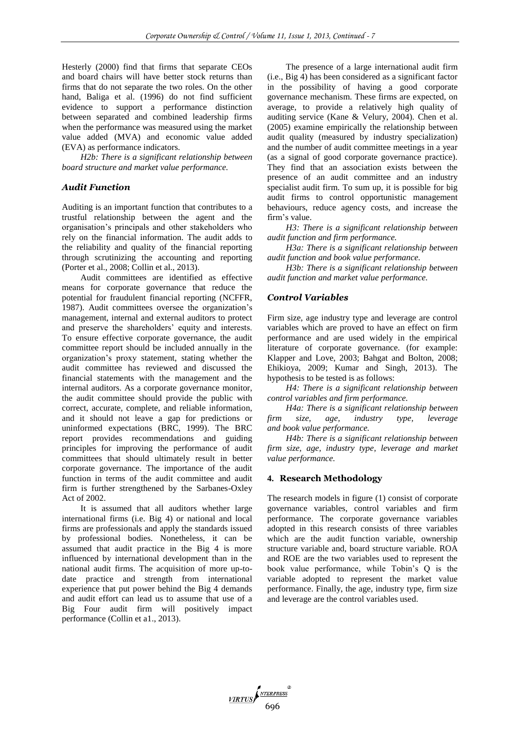Hesterly (2000) find that firms that separate CEOs and board chairs will have better stock returns than firms that do not separate the two roles. On the other hand, Baliga et al. (1996) do not find sufficient evidence to support a performance distinction between separated and combined leadership firms when the performance was measured using the market value added (MVA) and economic value added (EVA) as performance indicators.

*H2b: There is a significant relationship between board structure and market value performance.*

### *Audit Function*

Auditing is an important function that contributes to a trustful relationship between the agent and the organisation's principals and other stakeholders who rely on the financial information. The audit adds to the reliability and quality of the financial reporting through scrutinizing the accounting and reporting (Porter et al., 2008; Collin et al., 2013).

Audit committees are identified as effective means for corporate governance that reduce the potential for fraudulent financial reporting (NCFFR, 1987). Audit committees oversee the organization's management, internal and external auditors to protect and preserve the shareholders' equity and interests. To ensure effective corporate governance, the audit committee report should be included annually in the organization's proxy statement, stating whether the audit committee has reviewed and discussed the financial statements with the management and the internal auditors. As a corporate governance monitor, the audit committee should provide the public with correct, accurate, complete, and reliable information, and it should not leave a gap for predictions or uninformed expectations (BRC, 1999). The BRC report provides recommendations and guiding principles for improving the performance of audit committees that should ultimately result in better corporate governance. The importance of the audit function in terms of the audit committee and audit firm is further strengthened by the Sarbanes-Oxley Act of 2002.

It is assumed that all auditors whether large international firms (i.e. Big 4) or national and local firms are professionals and apply the standards issued by professional bodies. Nonetheless, it can be assumed that audit practice in the Big 4 is more influenced by international development than in the national audit firms. The acquisition of more up-to-date practice and strength from international experience that put power behind the Big 4 demands and audit effort can lead us to assume that use of a Big Four audit firm will positively impact performance (Collin et a1., 2013).

The presence of a large international audit firm (i.e., Big 4) has been considered as a significant factor in the possibility of having a good corporate governance mechanism. These firms are expected, on average, to provide a relatively high quality of auditing service (Kane & Velury, 2004). Chen et al. (2005) examine empirically the relationship between audit quality (measured by industry specialization) and the number of audit committee meetings in a year (as a signal of good corporate governance practice). They find that an association exists between the presence of an audit committee and an industry specialist audit firm. To sum up, it is possible for big audit firms to control opportunistic management behaviours, reduce agency costs, and increase the firm's value.

*H3: There is a significant relationship between audit function and firm performance.*

*H3a: There is a significant relationship between audit function and book value performance.*

*H3b: There is a significant relationship between audit function and market value performance.*

### *Control Variables*

Firm size, age industry type and leverage are control variables which are proved to have an effect on firm performance and are used widely in the empirical literature of corporate governance. (for example: Klapper and Love, 2003; Bahgat and Bolton, 2008; Ehikioya, 2009; Kumar and Singh, 2013). The hypothesis to be tested is as follows:

*H4: There is a significant relationship between control variables and firm performance.*

*H4a: There is a significant relationship between firm size, age, industry type, leverage and book value performance.*

*H4b: There is a significant relationship between firm size, age, industry type, leverage and market value performance.*

## 4. Research Methodology

The research models in figure (1) consist of corporate governance variables, control variables and firm performance. The corporate governance variables adopted in this research consists of three variables which are the audit function variable, ownership structure variable and, board structure variable. ROA and ROE are the two variables used to represent the book value performance, while Tobin's Q is the variable adopted to represent the market value performance. Finally, the age, industry type, firm size and leverage are the control variables used.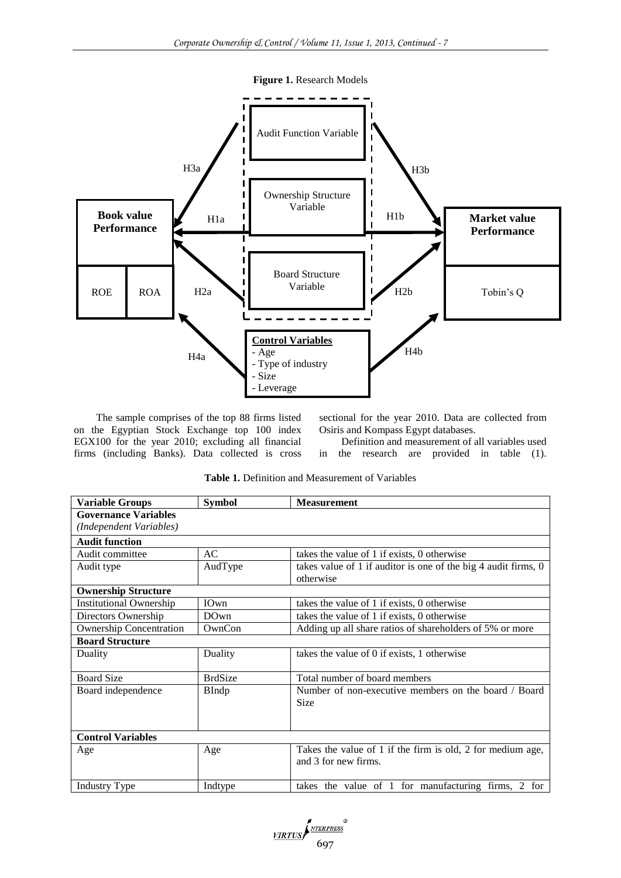**Figure 1.** Research Models

The sample comprises of the top 88 firms listed on the Egyptian Stock Exchange top 100 index EGX100 for the year 2010; excluding all financial firms (including Banks). Data collected is cross sectional for the year 2010. Data are collected from Osiris and Kompass Egypt databases.

Definition and measurement of all variables used in the research are provided in table (1).

**Table 1.** Definition and Measurement of Variables

| Variable Groups | Symbol | Measurement |
|---|---|---|
| **Governance Variables** *(Independent Variables)* | | |
| **Audit function** | | |
| Audit committee | AC | takes the value of 1 if exists, 0 otherwise |
| Audit type | AudType | takes value of 1 if auditor is one of the big 4 audit firms, 0 otherwise |
| **Ownership Structure** | | |
| Institutional Ownership | IOwn | takes the value of 1 if exists, 0 otherwise |
| Directors Ownership | DOwn | takes the value of 1 if exists, 0 otherwise |
| Ownership Concentration | OwnCon | Adding up all share ratios of shareholders of 5% or more |
| **Board Structure** | | |
| Duality | Duality | takes the value of 0 if exists, 1 otherwise |
| Board Size | BrdSize | Total number of board members |
| Board independence | BIndp | Number of non-executive members on the board / Board Size |
| **Control Variables** | | |
| Age | Age | Takes the value of 1 if the firm is old, 2 for medium age, and 3 for new firms. |
| Industry Type | Indtype | takes the value of 1 for manufacturing firms, 2 for |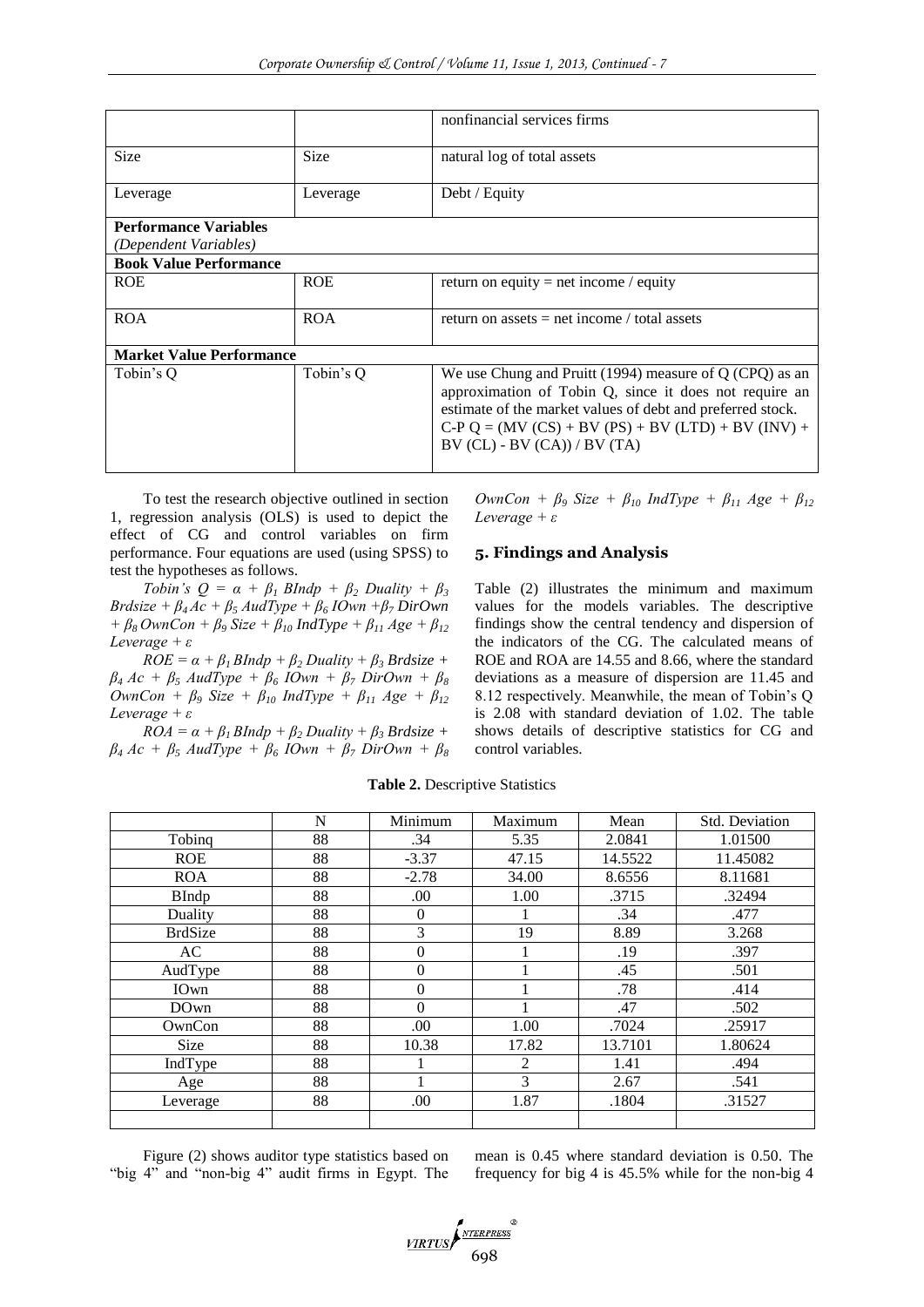| | | nonfinancial services firms |
|---|---|---|
| Size | Size | natural log of total assets |
| Leverage | Leverage | Debt / Equity |
| **Performance Variables** *(Dependent Variables)* | | |
| **Book Value Performance** | | |
| ROE | ROE | return on equity = net income / equity |
| ROA | ROA | return on assets = net income / total assets |
| **Market Value Performance** | | |
| Tobin's Q | Tobin's Q | We use Chung and Pruitt (1994) measure of Q (CPQ) as an approximation of Tobin Q, since it does not require an estimate of the market values of debt and preferred stock. C-P Q = (MV (CS) + BV (PS) + BV (LTD) + BV (INV) + BV (CL) - BV (CA)) / BV (TA) |

To test the research objective outlined in section 1, regression analysis (OLS) is used to depict the effect of CG and control variables on firm performance. Four equations are used (using SPSS) to test the hypotheses as follows.

$$Tobin's\ Q = \alpha + \beta_1\, BIndp + \beta_2\, Duality + \beta_3\, Brdsize + \beta_4\, Ac + \beta_5\, AudType + \beta_6\, IOwn + \beta_7\, DirOwn + \beta_8\, OwnCon + \beta_9\, Size + \beta_{10}\, IndType + \beta_{11}\, Age + \beta_{12}\, Leverage + \varepsilon$$

$$ROE = \alpha + \beta_1\, BIndp + \beta_2\, Duality + \beta_3\, Brdsize + \beta_4\, Ac + \beta_5\, AudType + \beta_6\, IOwn + \beta_7\, DirOwn + \beta_8\, OwnCon + \beta_9\, Size + \beta_{10}\, IndType + \beta_{11}\, Age + \beta_{12}\, Leverage + \varepsilon$$

$$ROA = \alpha + \beta_1\, BIndp + \beta_2\, Duality + \beta_3\, Brdsize + \beta_4\, Ac + \beta_5\, AudType + \beta_6\, IOwn + \beta_7\, DirOwn + \beta_8\, OwnCon + \beta_9\, Size + \beta_{10}\, IndType + \beta_{11}\, Age + \beta_{12}\, Leverage + \varepsilon$$

## 5. Findings and Analysis

Table (2) illustrates the minimum and maximum values for the models variables. The descriptive findings show the central tendency and dispersion of the indicators of the CG. The calculated means of ROE and ROA are 14.55 and 8.66, where the standard deviations as a measure of dispersion are 11.45 and 8.12 respectively. Meanwhile, the mean of Tobin's Q is 2.08 with standard deviation of 1.02. The table shows details of descriptive statistics for CG and control variables.

**Table 2.** Descriptive Statistics

| | N | Minimum | Maximum | Mean | Std. Deviation |
|---|---|---|---|---|---|
| Tobinq | 88 | .34 | 5.35 | 2.0841 | 1.01500 |
| ROE | 88 | -3.37 | 47.15 | 14.5522 | 11.45082 |
| ROA | 88 | -2.78 | 34.00 | 8.6556 | 8.11681 |
| BIndp | 88 | .00 | 1.00 | .3715 | .32494 |
| Duality | 88 | 0 | 1 | .34 | .477 |
| BrdSize | 88 | 3 | 19 | 8.89 | 3.268 |
| AC | 88 | 0 | 1 | .19 | .397 |
| AudType | 88 | 0 | 1 | .45 | .501 |
| IOwn | 88 | 0 | 1 | .78 | .414 |
| DOwn | 88 | 0 | 1 | .47 | .502 |
| OwnCon | 88 | .00 | 1.00 | .7024 | .25917 |
| Size | 88 | 10.38 | 17.82 | 13.7101 | 1.80624 |
| IndType | 88 | 1 | 2 | 1.41 | .494 |
| Age | 88 | 1 | 3 | 2.67 | .541 |
| Leverage | 88 | .00 | 1.87 | .1804 | .31527 |
| | | | | | |

Figure (2) shows auditor type statistics based on "big 4" and "non-big 4" audit firms in Egypt. The mean is 0.45 where standard deviation is 0.50. The frequency for big 4 is 45.5% while for the non-big 4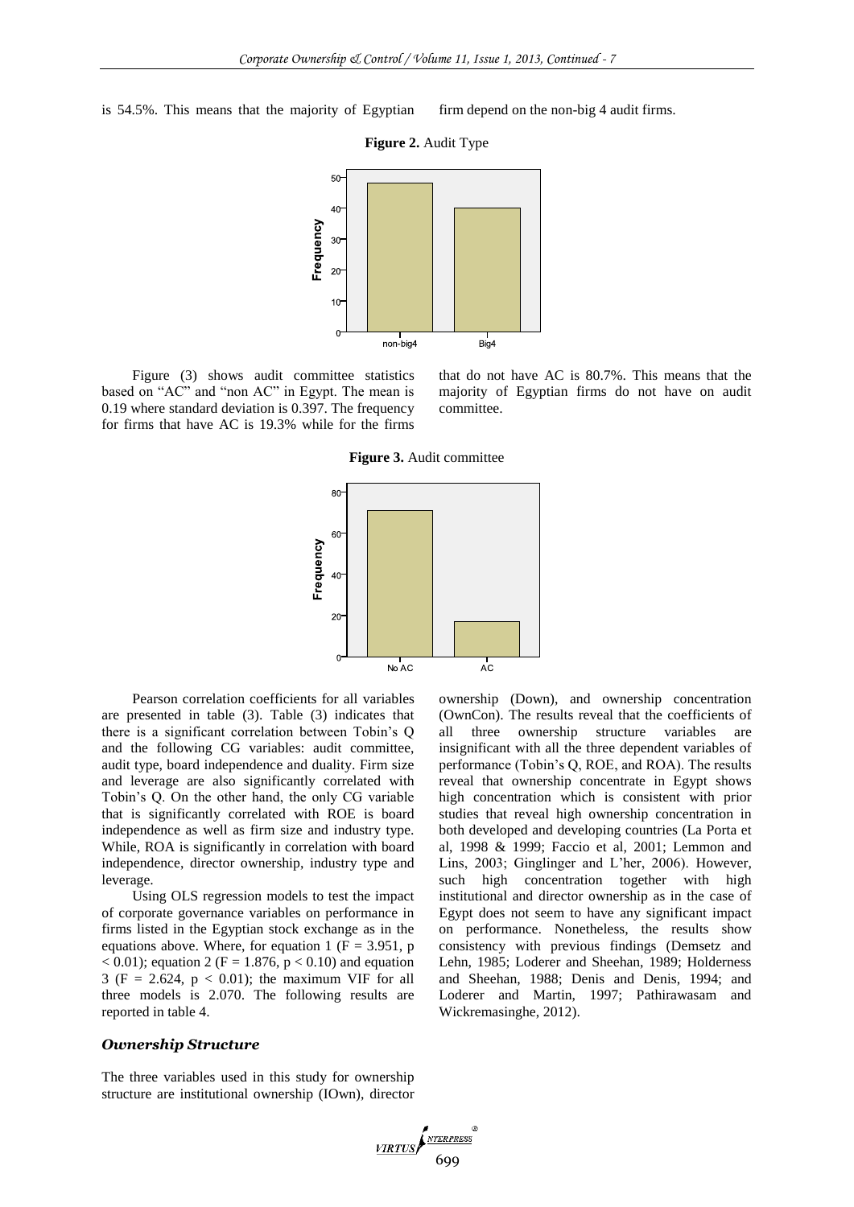is 54.5%. This means that the majority of Egyptian firm depend on the non-big 4 audit firms.

**Figure 2.** Audit Type

Figure (3) shows audit committee statistics based on "AC" and "non AC" in Egypt. The mean is 0.19 where standard deviation is 0.397. The frequency for firms that have AC is 19.3% while for the firms that do not have AC is 80.7%. This means that the majority of Egyptian firms do not have on audit committee.

**Figure 3.** Audit committee

Pearson correlation coefficients for all variables are presented in table (3). Table (3) indicates that there is a significant correlation between Tobin's Q and the following CG variables: audit committee, audit type, board independence and duality. Firm size and leverage are also significantly correlated with Tobin's Q. On the other hand, the only CG variable that is significantly correlated with ROE is board independence as well as firm size and industry type. While, ROA is significantly in correlation with board independence, director ownership, industry type and leverage.

Using OLS regression models to test the impact of corporate governance variables on performance in firms listed in the Egyptian stock exchange as in the equations above. Where, for equation 1 ($F = 3.951$, $p < 0.01$); equation 2 ($F = 1.876$, $p < 0.10$) and equation 3 ($F = 2.624$, $p < 0.01$); the maximum VIF for all three models is 2.070. The following results are reported in table 4.

### *Ownership Structure*

The three variables used in this study for ownership structure are institutional ownership (IOwn), director ownership (Down), and ownership concentration (OwnCon). The results reveal that the coefficients of all three ownership structure variables are insignificant with all the three dependent variables of performance (Tobin's Q, ROE, and ROA). The results reveal that ownership concentrate in Egypt shows high concentration which is consistent with prior studies that reveal high ownership concentration in both developed and developing countries (La Porta et al, 1998 & 1999; Faccio et al, 2001; Lemmon and Lins, 2003; Ginglinger and L'her, 2006). However, such high concentration together with high institutional and director ownership as in the case of Egypt does not seem to have any significant impact on performance. Nonetheless, the results show consistency with previous findings (Demsetz and Lehn, 1985; Loderer and Sheehan, 1989; Holderness and Sheehan, 1988; Denis and Denis, 1994; and Loderer and Martin, 1997; Pathirawasam and Wickremasinghe, 2012).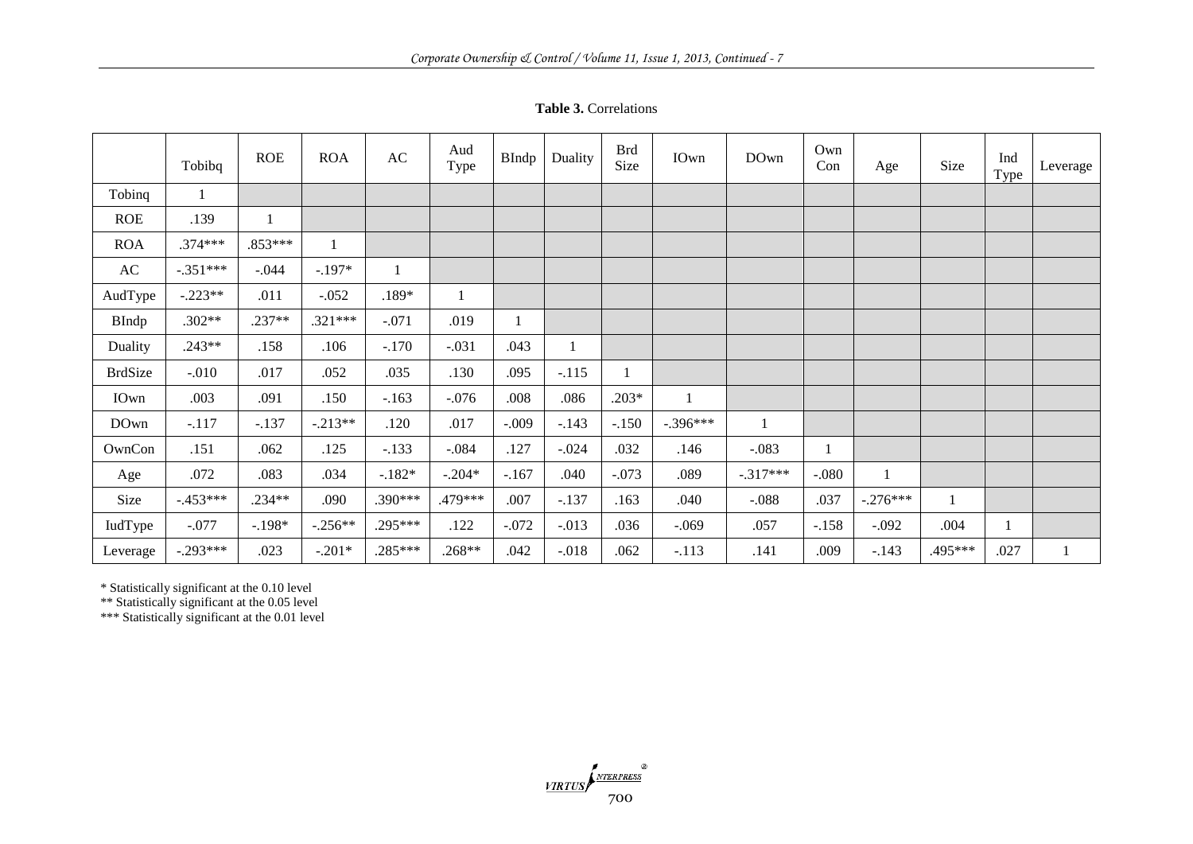**Table 3.** Correlations

| | Tobibq | ROE | ROA | AC | Aud Type | BIndp | Duality | Brd Size | IOwn | DOwn | Own Con | Age | Size | Ind Type | Leverage |
|---|---|---|---|---|---|---|---|---|---|---|---|---|---|---|---|
| Tobinq | 1 | | | | | | | | | | | | | | |
| ROE | .139 | 1 | | | | | | | | | | | | | |
| ROA | .374*** | .853*** | 1 | | | | | | | | | | | | |
| AC | -.351*** | -.044 | -.197* | 1 | | | | | | | | | | | |
| AudType | -.223** | .011 | -.052 | .189* | 1 | | | | | | | | | | |
| BIndp | .302** | .237** | .321*** | -.071 | .019 | 1 | | | | | | | | | |
| Duality | .243** | .158 | .106 | -.170 | -.031 | .043 | 1 | | | | | | | | |
| BrdSize | -.010 | .017 | .052 | .035 | .130 | .095 | -.115 | 1 | | | | | | | |
| IOwn | .003 | .091 | .150 | -.163 | -.076 | .008 | .086 | .203* | 1 | | | | | | |
| DOwn | -.117 | -.137 | -.213** | .120 | .017 | -.009 | -.143 | -.150 | -.396*** | 1 | | | | | |
| OwnCon | .151 | .062 | .125 | -.133 | -.084 | .127 | -.024 | .032 | .146 | -.083 | 1 | | | | |
| Age | .072 | .083 | .034 | -.182* | -.204* | -.167 | .040 | -.073 | .089 | -.317*** | -.080 | 1 | | | |
| Size | -.453*** | .234** | .090 | .390*** | .479*** | .007 | -.137 | .163 | .040 | -.088 | .037 | -.276*** | 1 | | |
| IudType | -.077 | -.198* | -.256** | .295*** | .122 | -.072 | -.013 | .036 | -.069 | .057 | -.158 | -.092 | .004 | 1 | |
| Leverage | -.293*** | .023 | -.201* | .285*** | .268** | .042 | -.018 | .062 | -.113 | .141 | .009 | -.143 | .495*** | .027 | 1 |

\* Statistically significant at the 0.10 level
\*\* Statistically significant at the 0.05 level
\*\*\* Statistically significant at the 0.01 level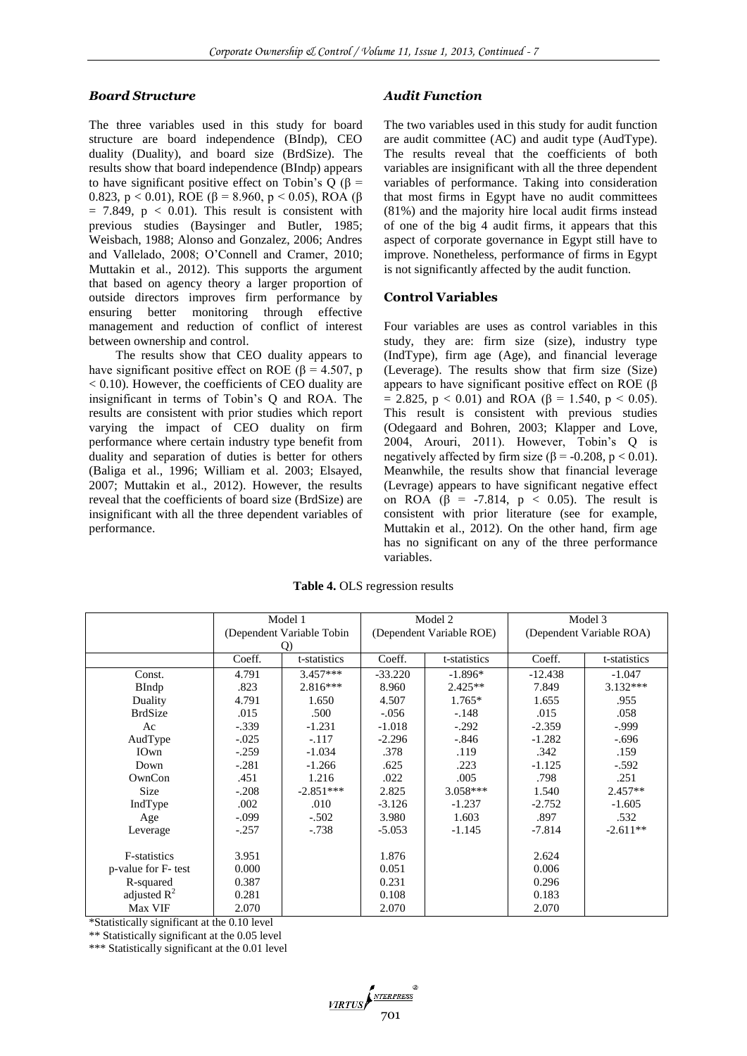### *Board Structure*

The three variables used in this study for board structure are board independence (BIndp), CEO duality (Duality), and board size (BrdSize). The results show that board independence (BIndp) appears to have significant positive effect on Tobin's Q ($\beta$ = 0.823, $p < 0.01$), ROE ($\beta$ = 8.960, $p < 0.05$), ROA ($\beta$ = 7.849, $p < 0.01$). This result is consistent with previous studies (Baysinger and Butler, 1985; Weisbach, 1988; Alonso and Gonzalez, 2006; Andres and Vallelado, 2008; O'Connell and Cramer, 2010; Muttakin et al., 2012). This supports the argument that based on agency theory a larger proportion of outside directors improves firm performance by ensuring better monitoring through effective management and reduction of conflict of interest between ownership and control.

The results show that CEO duality appears to have significant positive effect on ROE ($\beta$ = 4.507, $p < 0.10$). However, the coefficients of CEO duality are insignificant in terms of Tobin's Q and ROA. The results are consistent with prior studies which report varying the impact of CEO duality on firm performance where certain industry type benefit from duality and separation of duties is better for others (Baliga et al., 1996; William et al. 2003; Elsayed, 2007; Muttakin et al., 2012). However, the results reveal that the coefficients of board size (BrdSize) are insignificant with all the three dependent variables of performance.

### *Audit Function*

The two variables used in this study for audit function are audit committee (AC) and audit type (AudType). The results reveal that the coefficients of both variables are insignificant with all the three dependent variables of performance. Taking into consideration that most firms in Egypt have no audit committees (81%) and the majority hire local audit firms instead of one of the big 4 audit firms, it appears that this aspect of corporate governance in Egypt still have to improve. Nonetheless, performance of firms in Egypt is not significantly affected by the audit function.

### **Control Variables**

Four variables are uses as control variables in this study, they are: firm size (size), industry type (IndType), firm age (Age), and financial leverage (Leverage). The results show that firm size (Size) appears to have significant positive effect on ROE ($\beta$ = 2.825, $p < 0.01$) and ROA ($\beta$ = 1.540, $p < 0.05$). This result is consistent with previous studies (Odegaard and Bohren, 2003; Klapper and Love, 2004, Arouri, 2011). However, Tobin's Q is negatively affected by firm size ($\beta$ = -0.208, $p < 0.01$). Meanwhile, the results show that financial leverage (Levrage) appears to have significant negative effect on ROA ($\beta$ = -7.814, $p < 0.05$). The result is consistent with prior literature (see for example, Muttakin et al., 2012). On the other hand, firm age has no significant on any of the three performance variables.

**Table 4.** OLS regression results

| | Model 1 (Dependent Variable Tobin Q) | | Model 2 (Dependent Variable ROE) | | Model 3 (Dependent Variable ROA) | |
|---|---|---|---|---|---|---|
| | Coeff. | t-statistics | Coeff. | t-statistics | Coeff. | t-statistics |
| Const. | 4.791 | 3.457*** | -33.220 | -1.896* | -12.438 | -1.047 |
| BIndp | .823 | 2.816*** | 8.960 | 2.425** | 7.849 | 3.132*** |
| Duality | 4.791 | 1.650 | 4.507 | 1.765* | 1.655 | .955 |
| BrdSize | .015 | .500 | -.056 | -.148 | .015 | .058 |
| Ac | -.339 | -1.231 | -1.018 | -.292 | -2.359 | -.999 |
| AudType | -.025 | -.117 | -2.296 | -.846 | -1.282 | -.696 |
| IOwn | -.259 | -1.034 | .378 | .119 | .342 | .159 |
| Down | -.281 | -1.266 | .625 | .223 | -1.125 | -.592 |
| OwnCon | .451 | 1.216 | .022 | .005 | .798 | .251 |
| Size | -.208 | -2.851*** | 2.825 | 3.058*** | 1.540 | 2.457** |
| IndType | .002 | .010 | -3.126 | -1.237 | -2.752 | -1.605 |
| Age | -.099 | -.502 | 3.980 | 1.603 | .897 | .532 |
| Leverage | -.257 | -.738 | -5.053 | -1.145 | -7.814 | -2.611** |
| F-statistics | 3.951 | | 1.876 | | 2.624 | |
| p-value for F- test | 0.000 | | 0.051 | | 0.006 | |
| R-squared | 0.387 | | 0.231 | | 0.296 | |
| adjusted $R^2$ | 0.281 | | 0.108 | | 0.183 | |
| Max VIF | 2.070 | | 2.070 | | 2.070 | |

*Statistically significant at the 0.10 level

** Statistically significant at the 0.05 level

*** Statistically significant at the 0.01 level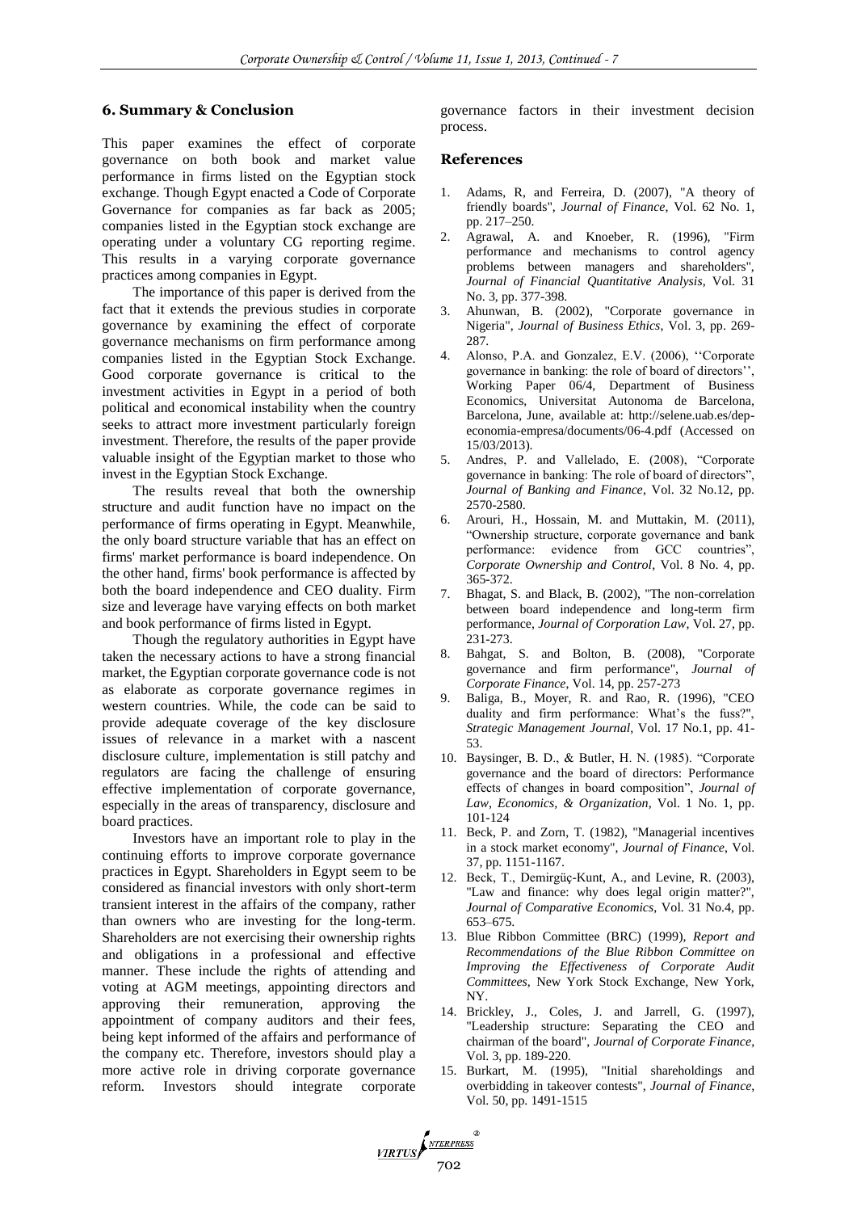## 6. Summary & Conclusion

This paper examines the effect of corporate governance on both book and market value performance in firms listed on the Egyptian stock exchange. Though Egypt enacted a Code of Corporate Governance for companies as far back as 2005; companies listed in the Egyptian stock exchange are operating under a voluntary CG reporting regime. This results in a varying corporate governance practices among companies in Egypt.

The importance of this paper is derived from the fact that it extends the previous studies in corporate governance by examining the effect of corporate governance mechanisms on firm performance among companies listed in the Egyptian Stock Exchange. Good corporate governance is critical to the investment activities in Egypt in a period of both political and economical instability when the country seeks to attract more investment particularly foreign investment. Therefore, the results of the paper provide valuable insight of the Egyptian market to those who invest in the Egyptian Stock Exchange.

The results reveal that both the ownership structure and audit function have no impact on the performance of firms operating in Egypt. Meanwhile, the only board structure variable that has an effect on firms' market performance is board independence. On the other hand, firms' book performance is affected by both the board independence and CEO duality. Firm size and leverage have varying effects on both market and book performance of firms listed in Egypt.

Though the regulatory authorities in Egypt have taken the necessary actions to have a strong financial market, the Egyptian corporate governance code is not as elaborate as corporate governance regimes in western countries. While, the code can be said to provide adequate coverage of the key disclosure issues of relevance in a market with a nascent disclosure culture, implementation is still patchy and regulators are facing the challenge of ensuring effective implementation of corporate governance, especially in the areas of transparency, disclosure and board practices.

Investors have an important role to play in the continuing efforts to improve corporate governance practices in Egypt. Shareholders in Egypt seem to be considered as financial investors with only short-term transient interest in the affairs of the company, rather than owners who are investing for the long-term. Shareholders are not exercising their ownership rights and obligations in a professional and effective manner. These include the rights of attending and voting at AGM meetings, appointing directors and approving their remuneration, approving the appointment of company auditors and their fees, being kept informed of the affairs and performance of the company etc. Therefore, investors should play a more active role in driving corporate governance reform. Investors should integrate corporate governance factors in their investment decision process.

## References

1. Adams, R, and Ferreira, D. (2007), "A theory of friendly boards", *Journal of Finance*, Vol. 62 No. 1, pp. 217–250.
2. Agrawal, A. and Knoeber, R. (1996), "Firm performance and mechanisms to control agency problems between managers and shareholders", *Journal of Financial Quantitative Analysis*, Vol. 31 No. 3, pp. 377-398.
3. Ahunwan, B. (2002), "Corporate governance in Nigeria", *Journal of Business Ethics*, Vol. 3, pp. 269-287.
4. Alonso, P.A. and Gonzalez, E.V. (2006), ''Corporate governance in banking: the role of board of directors'', Working Paper 06/4, Department of Business Economics, Universitat Autonoma de Barcelona, Barcelona, June, available at: http://selene.uab.es/dep-economia-empresa/documents/06-4.pdf (Accessed on 15/03/2013).
5. Andres, P. and Vallelado, E. (2008), "Corporate governance in banking: The role of board of directors", *Journal of Banking and Finance*, Vol. 32 No.12, pp. 2570-2580.
6. Arouri, H., Hossain, M. and Muttakin, M. (2011), "Ownership structure, corporate governance and bank performance: evidence from GCC countries", *Corporate Ownership and Control*, Vol. 8 No. 4, pp. 365-372.
7. Bhagat, S. and Black, B. (2002), "The non-correlation between board independence and long-term firm performance, *Journal of Corporation Law*, Vol. 27, pp. 231-273.
8. Bahgat, S. and Bolton, B. (2008), "Corporate governance and firm performance", *Journal of Corporate Finance*, Vol. 14, pp. 257-273
9. Baliga, B., Moyer, R. and Rao, R. (1996), "CEO duality and firm performance: What's the fuss?", *Strategic Management Journal*, Vol. 17 No.1, pp. 41-53.
10. Baysinger, B. D., & Butler, H. N. (1985). "Corporate governance and the board of directors: Performance effects of changes in board composition", *Journal of Law, Economics, & Organization*, Vol. 1 No. 1, pp. 101-124
11. Beck, P. and Zorn, T. (1982), "Managerial incentives in a stock market economy", *Journal of Finance*, Vol. 37, pp. 1151-1167.
12. Beck, T., Demirgüç-Kunt, A., and Levine, R. (2003), "Law and finance: why does legal origin matter?", *Journal of Comparative Economics*, Vol. 31 No.4, pp. 653–675.
13. Blue Ribbon Committee (BRC) (1999), *Report and Recommendations of the Blue Ribbon Committee on Improving the Effectiveness of Corporate Audit Committees*, New York Stock Exchange, New York, NY.
14. Brickley, J., Coles, J. and Jarrell, G. (1997), "Leadership structure: Separating the CEO and chairman of the board", *Journal of Corporate Finance*, Vol. 3, pp. 189-220.
15. Burkart, M. (1995), "Initial shareholdings and overbidding in takeover contests", *Journal of Finance*, Vol. 50, pp. 1491-1515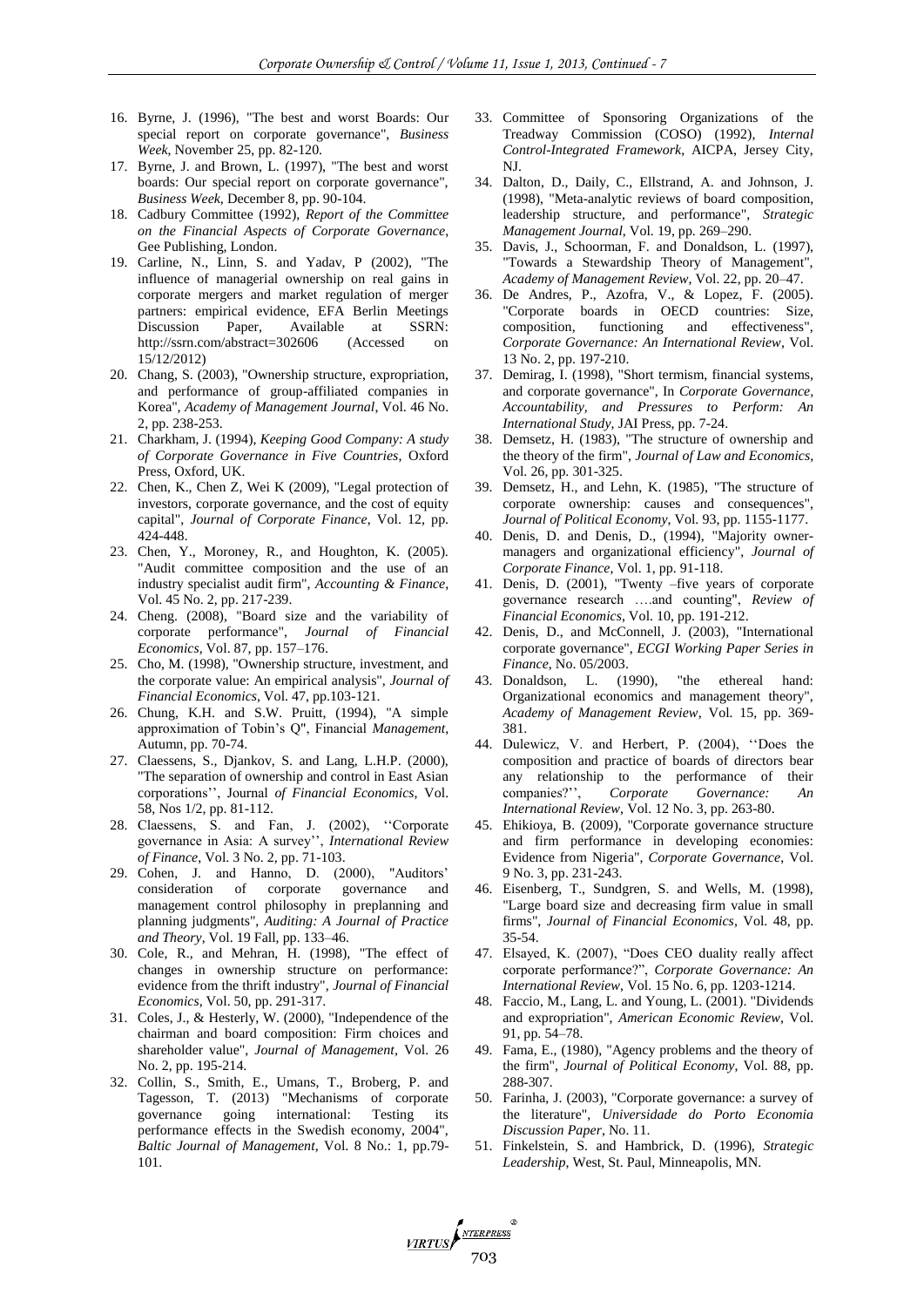16. Byrne, J. (1996), "The best and worst Boards: Our special report on corporate governance", *Business Week*, November 25, pp. 82-120.
17. Byrne, J. and Brown, L. (1997), "The best and worst boards: Our special report on corporate governance", *Business Week*, December 8, pp. 90-104.
18. Cadbury Committee (1992), *Report of the Committee on the Financial Aspects of Corporate Governance*, Gee Publishing, London.
19. Carline, N., Linn, S. and Yadav, P (2002), "The influence of managerial ownership on real gains in corporate mergers and market regulation of merger partners: empirical evidence, EFA Berlin Meetings Discussion Paper, Available at SSRN: http://ssrn.com/abstract=302606 (Accessed on 15/12/2012)
20. Chang, S. (2003), "Ownership structure, expropriation, and performance of group-affiliated companies in Korea", *Academy of Management Journal*, Vol. 46 No. 2, pp. 238-253.
21. Charkham, J. (1994), *Keeping Good Company: A study of Corporate Governance in Five Countries*, Oxford Press, Oxford, UK.
22. Chen, K., Chen Z, Wei K (2009), "Legal protection of investors, corporate governance, and the cost of equity capital", *Journal of Corporate Finance*, Vol. 12, pp. 424-448.
23. Chen, Y., Moroney, R., and Houghton, K. (2005). "Audit committee composition and the use of an industry specialist audit firm", *Accounting & Finance*, Vol. 45 No. 2, pp. 217-239.
24. Cheng. (2008), "Board size and the variability of corporate performance", *Journal of Financial Economics*, Vol. 87, pp. 157–176.
25. Cho, M. (1998), "Ownership structure, investment, and the corporate value: An empirical analysis", *Journal of Financial Economics*, Vol. 47, pp.103-121.
26. Chung, K.H. and S.W. Pruitt, (1994), "A simple approximation of Tobin's Q", Financial *Management*, Autumn, pp. 70-74.
27. Claessens, S., Djankov, S. and Lang, L.H.P. (2000), "The separation of ownership and control in East Asian corporations'', Journal *of Financial Economics*, Vol. 58, Nos 1/2, pp. 81-112.
28. Claessens, S. and Fan, J. (2002), ''Corporate governance in Asia: A survey'', *International Review of Finance*, Vol. 3 No. 2, pp. 71-103.
29. Cohen, J. and Hanno, D. (2000), "Auditors' consideration of corporate governance and management control philosophy in preplanning and planning judgments", *Auditing: A Journal of Practice and Theory*, Vol. 19 Fall, pp. 133–46.
30. Cole, R., and Mehran, H. (1998), "The effect of changes in ownership structure on performance: evidence from the thrift industry", *Journal of Financial Economics*, Vol. 50, pp. 291-317.
31. Coles, J., & Hesterly, W. (2000), "Independence of the chairman and board composition: Firm choices and shareholder value", *Journal of Management*, Vol. 26 No. 2, pp. 195-214.
32. Collin, S., Smith, E., Umans, T., Broberg, P. and Tagesson, T. (2013) "Mechanisms of corporate governance going international: Testing its performance effects in the Swedish economy, 2004", *Baltic Journal of Management*, Vol. 8 No.: 1, pp.79-101.
33. Committee of Sponsoring Organizations of the Treadway Commission (COSO) (1992), *Internal Control-Integrated Framework*, AICPA, Jersey City, NJ.
34. Dalton, D., Daily, C., Ellstrand, A. and Johnson, J. (1998), "Meta-analytic reviews of board composition, leadership structure, and performance", *Strategic Management Journal*, Vol. 19, pp. 269–290.
35. Davis, J., Schoorman, F. and Donaldson, L. (1997), "Towards a Stewardship Theory of Management", *Academy of Management Review*, Vol. 22, pp. 20–47.
36. De Andres, P., Azofra, V., & Lopez, F. (2005). "Corporate boards in OECD countries: Size, composition, functioning and effectiveness", *Corporate Governance: An International Review*, Vol. 13 No. 2, pp. 197-210.
37. Demirag, I. (1998), "Short termism, financial systems, and corporate governance", In *Corporate Governance, Accountability, and Pressures to Perform: An International Study*, JAI Press, pp. 7-24.
38. Demsetz, H. (1983), "The structure of ownership and the theory of the firm", *Journal of Law and Economics*, Vol. 26, pp. 301-325.
39. Demsetz, H., and Lehn, K. (1985), "The structure of corporate ownership: causes and consequences", *Journal of Political Economy*, Vol. 93, pp. 1155-1177.
40. Denis, D. and Denis, D., (1994), "Majority owner-managers and organizational efficiency", *Journal of Corporate Finance*, Vol. 1, pp. 91-118.
41. Denis, D. (2001), "Twenty –five years of corporate governance research ….and counting", *Review of Financial Economics*, Vol. 10, pp. 191-212.
42. Denis, D., and McConnell, J. (2003), "International corporate governance", *ECGI Working Paper Series in Finance*, No. 05/2003.
43. Donaldson, L. (1990), "the ethereal hand: Organizational economics and management theory", *Academy of Management Review*, Vol. 15, pp. 369-381.
44. Dulewicz, V. and Herbert, P. (2004), ''Does the composition and practice of boards of directors bear any relationship to the performance of their companies?'', *Corporate Governance: An International Review*, Vol. 12 No. 3, pp. 263-80.
45. Ehikioya, B. (2009), "Corporate governance structure and firm performance in developing economies: Evidence from Nigeria", *Corporate Governance*, Vol. 9 No. 3, pp. 231-243.
46. Eisenberg, T., Sundgren, S. and Wells, M. (1998), "Large board size and decreasing firm value in small firms", *Journal of Financial Economics*, Vol. 48, pp. 35-54.
47. Elsayed, K. (2007), "Does CEO duality really affect corporate performance?", *Corporate Governance: An International Review*, Vol. 15 No. 6, pp. 1203-1214.
48. Faccio, M., Lang, L. and Young, L. (2001). "Dividends and expropriation", *American Economic Review*, Vol. 91, pp. 54–78.
49. Fama, E., (1980), "Agency problems and the theory of the firm", *Journal of Political Economy*, Vol. 88, pp. 288-307.
50. Farinha, J. (2003), "Corporate governance: a survey of the literature", *Universidade do Porto Economia Discussion Paper*, No. 11.
51. Finkelstein, S. and Hambrick, D. (1996), *Strategic Leadership*, West, St. Paul, Minneapolis, MN.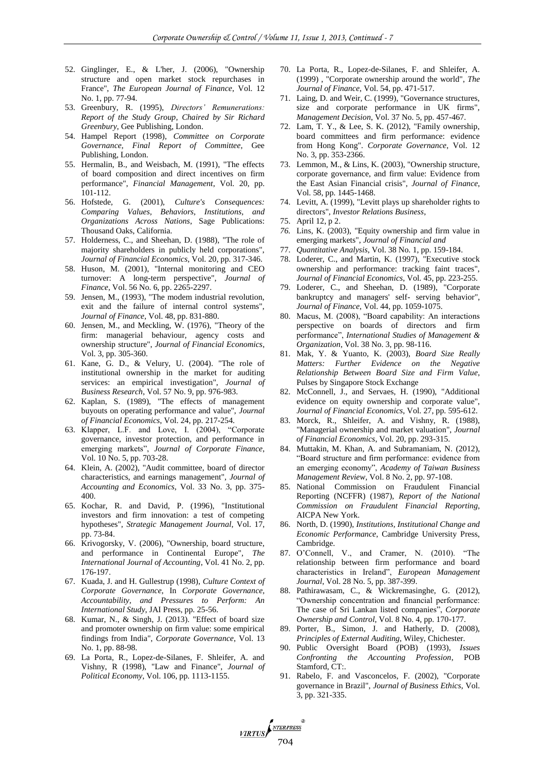52. Ginglinger, E., & L'her, J. (2006), "Ownership structure and open market stock repurchases in France", *The European Journal of Finance*, Vol. 12 No. 1, pp. 77-94.
53. Greenbury, R. (1995), *Directors' Remunerations: Report of the Study Group, Chaired by Sir Richard Greenbury*, Gee Publishing, London.
54. Hampel Report (1998), *Committee on Corporate Governance, Final Report of Committee*, Gee Publishing, London.
55. Hermalin, B., and Weisbach, M. (1991), "The effects of board composition and direct incentives on firm performance", *Financial Management*, Vol. 20, pp. 101-112.
56. Hofstede, G. (2001), *Culture's Consequences: Comparing Values, Behaviors, Institutions, and Organizations Across Nations*, Sage Publications: Thousand Oaks, California.
57. Holderness, C., and Sheehan, D. (1988), "The role of majority shareholders in publicly held corporations", *Journal of Financial Economics*, Vol. 20, pp. 317-346.
58. Huson, M. (2001), "Internal monitoring and CEO turnover: A long-term perspective", *Journal of Finance*, Vol. 56 No. 6, pp. 2265-2297.
59. Jensen, M., (1993), "The modem industrial revolution, exit and the failure of internal control systems", *Journal of Finance*, Vol. 48, pp. 831-880.
60. Jensen, M., and Meckling, W. (1976), "Theory of the firm: managerial behaviour, agency costs and ownership structure", *Journal of Financial Economics*, Vol. 3, pp. 305-360.
61. Kane, G. D., & Velury, U. (2004). "The role of institutional ownership in the market for auditing services: an empirical investigation", *Journal of Business Research*, Vol. 57 No. 9, pp. 976-983.
62. Kaplan, S. (1989), "The effects of management buyouts on operating performance and value", *Journal of Financial Economics*, Vol. 24, pp. 217-254.
63. Klapper, L.F. and Love, I. (2004), "Corporate governance, investor protection, and performance in emerging markets", *Journal of Corporate Finance*, Vol. 10 No. 5, pp. 703-28.
64. Klein, A. (2002), "Audit committee, board of director characteristics, and earnings management", *Journal of Accounting and Economics*, Vol. 33 No. 3, pp. 375-400.
65. Kochar, R. and David, P. (1996), "Institutional investors and firm innovation: a test of competing hypotheses", *Strategic Management Journal*, Vol. 17, pp. 73-84.
66. Krivogorsky, V. (2006), "Ownership, board structure, and performance in Continental Europe", *The International Journal of Accounting*, Vol. 41 No. 2, pp. 176-197.
67. Kuada, J. and H. Gullestrup (1998), *Culture Context of Corporate Governance*, In *Corporate Governance, Accountability, and Pressures to Perform: An International Study*, JAI Press, pp. 25-56.
68. Kumar, N., & Singh, J. (2013). "Effect of board size and promoter ownership on firm value: some empirical findings from India", *Corporate Governance*, Vol. 13 No. 1, pp. 88-98.
69. La Porta, R., Lopez-de-Silanes, F. Shleifer, A. and Vishny, R (1998), "Law and Finance", *Journal of Political Economy*, Vol. 106, pp. 1113-1155.
70. La Porta, R., Lopez-de-Silanes, F. and Shleifer, A. (1999) , "Corporate ownership around the world", *The Journal of Finance*, Vol. 54, pp. 471-517.
71. Laing, D. and Weir, C. (1999), "Governance structures, size and corporate performance in UK firms", *Management Decision*, Vol. 37 No. 5, pp. 457-467.
72. Lam, T. Y., & Lee, S. K. (2012), "Family ownership, board committees and firm performance: evidence from Hong Kong". *Corporate Governance*, Vol. 12 No. 3, pp. 353-2366.
73. Lemmon, M., & Lins, K. (2003), "Ownership structure, corporate governance, and firm value: Evidence from the East Asian Financial crisis", *Journal of Finance*, Vol. 58, pp. 1445-1468.
74. Levitt, A. (1999), "Levitt plays up shareholder rights to directors", *Investor Relations Business*,
75. April 12, p 2.
76. Lins, K. (2003), "Equity ownership and firm value in emerging markets", *Journal of Financial and*
77. *Quantitative Analysis*, Vol. 38 No. 1, pp. 159-184.
78. Loderer, C., and Martin, K. (1997), "Executive stock ownership and performance: tracking faint traces", *Journal of Financial Economics*, Vol. 45, pp. 223-255.
79. Loderer, C., and Sheehan, D. (1989), "Corporate bankruptcy and managers' self- serving behavior", *Journal of Finance*, Vol. 44, pp. 1059-1075.
80. Macus, M. (2008), "Board capability: An interactions perspective on boards of directors and firm performance", *International Studies of Management & Organization*, Vol. 38 No. 3, pp. 98-116.
81. Mak, Y. & Yuanto, K. (2003), *Board Size Really Matters: Further Evidence on the Negative Relationship Between Board Size and Firm Value*, Pulses by Singapore Stock Exchange
82. McConnell, J., and Servaes, H. (1990), "Additional evidence on equity ownership and corporate value", *Journal of Financial Economics*, Vol. 27, pp. 595-612.
83. Morck, R., Shleifer, A. and Vishny, R. (1988), "Managerial ownership and market valuation", *Journal of Financial Economics*, Vol. 20, pp. 293-315.
84. Muttakin, M. Khan, A. and Subramaniam, N. (2012), "Board structure and firm performance: evidence from an emerging economy", *Academy of Taiwan Business Management Review*, Vol. 8 No. 2, pp. 97-108.
85. National Commission on Fraudulent Financial Reporting (NCFFR) (1987), *Report of the National Commission on Fraudulent Financial Reporting*, AICPA New York.
86. North, D. (1990), *Institutions, Institutional Change and Economic Performance*, Cambridge University Press, Cambridge.
87. O'Connell, V., and Cramer, N. (2010). "The relationship between firm performance and board characteristics in Ireland", *European Management Journal*, Vol. 28 No. 5, pp. 387-399.
88. Pathirawasam, C., & Wickremasinghe, G. (2012), "Ownership concentration and financial performance: The case of Sri Lankan listed companies", *Corporate Ownership and Control*, Vol. 8 No. 4, pp. 170-177.
89. Porter, B., Simon, J. and Hatherly, D. (2008), *Principles of External Auditing*, Wiley, Chichester.
90. Public Oversight Board (POB) (1993), *Issues Confronting the Accounting Profession*, POB Stamford, CT:.
91. Rabelo, F. and Vasconcelos, F. (2002), "Corporate governance in Brazil", *Journal of Business Ethics*, Vol. 3, pp. 321-335.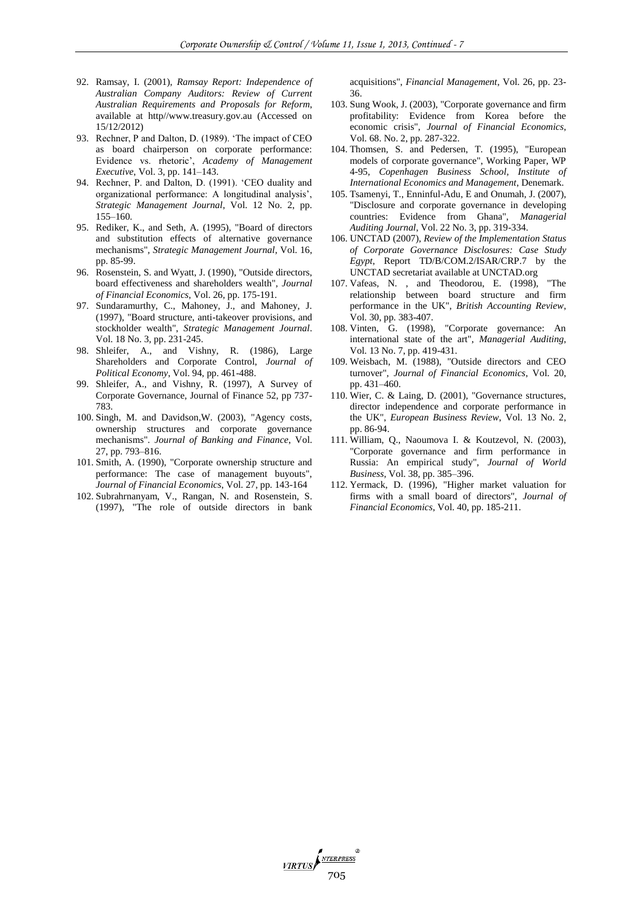92. Ramsay, I. (2001), *Ramsay Report: Independence of Australian Company Auditors: Review of Current Australian Requirements and Proposals for Reform*, available at http//www.treasury.gov.au (Accessed on 15/12/2012)
93. Rechner, P and Dalton, D. (1989). 'The impact of CEO as board chairperson on corporate performance: Evidence vs. rhetoric', *Academy of Management Executive*, Vol. 3, pp. 141–143.
94. Rechner, P. and Dalton, D. (1991). 'CEO duality and organizational performance: A longitudinal analysis', *Strategic Management Journal*, Vol. 12 No. 2, pp. 155–160.
95. Rediker, K., and Seth, A. (1995), "Board of directors and substitution effects of alternative governance mechanisms", *Strategic Management Journal*, Vol. 16, pp. 85-99.
96. Rosenstein, S. and Wyatt, J. (1990), "Outside directors, board effectiveness and shareholders wealth", *Journal of Financial Economics*, Vol. 26, pp. 175-191.
97. Sundaramurthy, C., Mahoney, J., and Mahoney, J. (1997), "Board structure, anti-takeover provisions, and stockholder wealth", *Strategic Management Journal*. Vol. 18 No. 3, pp. 231-245.
98. Shleifer, A., and Vishny, R. (1986), Large Shareholders and Corporate Control, *Journal of Political Economy*, Vol. 94, pp. 461-488.
99. Shleifer, A., and Vishny, R. (1997), A Survey of Corporate Governance, Journal of Finance 52, pp 737-783.
100. Singh, M. and Davidson,W. (2003), "Agency costs, ownership structures and corporate governance mechanisms". *Journal of Banking and Finance*, Vol. 27, pp. 793–816.
101. Smith, A. (1990), "Corporate ownership structure and performance: The case of management buyouts", *Journal of Financial Economics*, Vol. 27, pp. 143-164
102. Subrahrnanyam, V., Rangan, N. and Rosenstein, S. (1997), "The role of outside directors in bank acquisitions", *Financial Management*, Vol. 26, pp. 23-36.
103. Sung Wook, J. (2003), "Corporate governance and firm profitability: Evidence from Korea before the economic crisis", *Journal of Financial Economics*, Vol. 68. No. 2, pp. 287-322.
104. Thomsen, S. and Pedersen, T. (1995), "European models of corporate governance", Working Paper, WP 4-95, *Copenhagen Business School, Institute of International Economics and Management*, Denemark.
105. Tsamenyi, T., Enninful-Adu, E and Onumah, J. (2007), "Disclosure and corporate governance in developing countries: Evidence from Ghana", *Managerial Auditing Journal*, Vol. 22 No. 3, pp. 319-334.
106. UNCTAD (2007), *Review of the Implementation Status of Corporate Governance Disclosures: Case Study Egypt*, Report TD/B/COM.2/ISAR/CRP.7 by the UNCTAD secretariat available at UNCTAD.org
107. Vafeas, N. , and Theodorou, E. (1998), "The relationship between board structure and firm performance in the UK", *British Accounting Review*, Vol. 30, pp. 383-407.
108. Vinten, G. (1998), "Corporate governance: An international state of the art", *Managerial Auditing*, Vol. 13 No. 7, pp. 419-431.
109. Weisbach, M. (1988), "Outside directors and CEO turnover", *Journal of Financial Economics*, Vol. 20, pp. 431–460.
110. Wier, C. & Laing, D. (2001), "Governance structures, director independence and corporate performance in the UK", *European Business Review*, Vol. 13 No. 2, pp. 86-94.
111. William, Q., Naoumova I. & Koutzevol, N. (2003), "Corporate governance and firm performance in Russia: An empirical study", *Journal of World Business*, Vol. 38, pp. 385–396.
112. Yermack, D. (1996), "Higher market valuation for firms with a small board of directors", *Journal of Financial Economics*, Vol. 40, pp. 185-211.